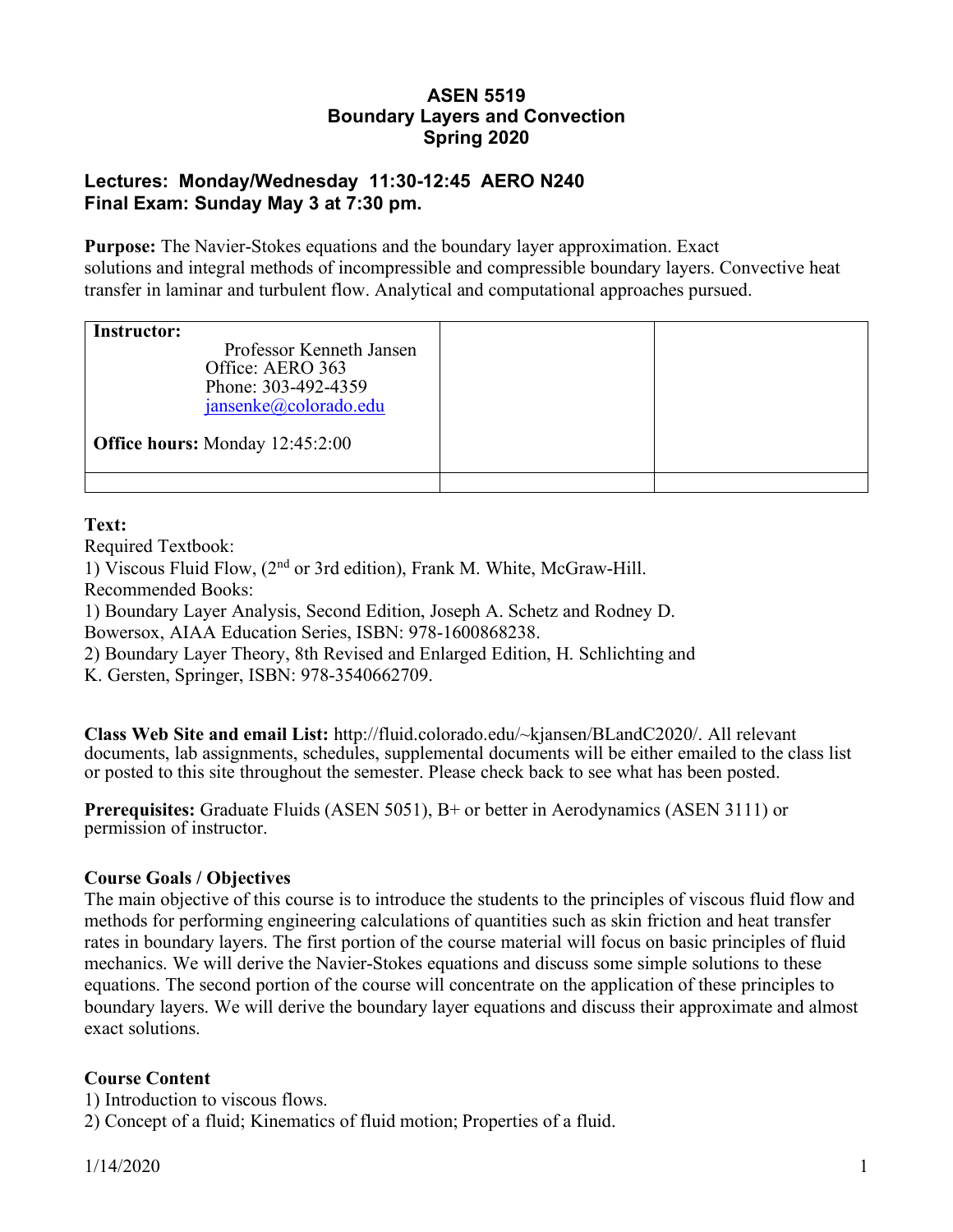# ASEN 5519
## Boundary Layers and Convection
## Spring 2020

### Lectures: Monday/Wednesday 11:30-12:45 AERO N240
### Final Exam: Sunday May 3 at 7:30 pm.

**Purpose:** The Navier-Stokes equations and the boundary layer approximation. Exact solutions and integral methods of incompressible and compressible boundary layers. Convective heat transfer in laminar and turbulent flow. Analytical and computational approaches pursued.

| **Instructor:**<br>Professor Kenneth Jansen<br>Office: AERO 363<br>Phone: 303-492-4359<br>jansenke@colorado.edu<br><br>**Office hours:** Monday 12:45:2:00 | | |
|---|---|---|
| | | |

**Text:**
Required Textbook:
1) Viscous Fluid Flow, (2nd or 3rd edition), Frank M. White, McGraw-Hill.
Recommended Books:
1) Boundary Layer Analysis, Second Edition, Joseph A. Schetz and Rodney D. Bowersox, AIAA Education Series, ISBN: 978-1600868238.
2) Boundary Layer Theory, 8th Revised and Enlarged Edition, H. Schlichting and K. Gersten, Springer, ISBN: 978-3540662709.

**Class Web Site and email List:** http://fluid.colorado.edu/~kjansen/BLandC2020/. All relevant documents, lab assignments, schedules, supplemental documents will be either emailed to the class list or posted to this site throughout the semester. Please check back to see what has been posted.

**Prerequisites:** Graduate Fluids (ASEN 5051), B+ or better in Aerodynamics (ASEN 3111) or permission of instructor.

**Course Goals / Objectives**
The main objective of this course is to introduce the students to the principles of viscous fluid flow and methods for performing engineering calculations of quantities such as skin friction and heat transfer rates in boundary layers. The first portion of the course material will focus on basic principles of fluid mechanics. We will derive the Navier-Stokes equations and discuss some simple solutions to these equations. The second portion of the course will concentrate on the application of these principles to boundary layers. We will derive the boundary layer equations and discuss their approximate and almost exact solutions.

**Course Content**
1) Introduction to viscous flows.
2) Concept of a fluid; Kinematics of fluid motion; Properties of a fluid.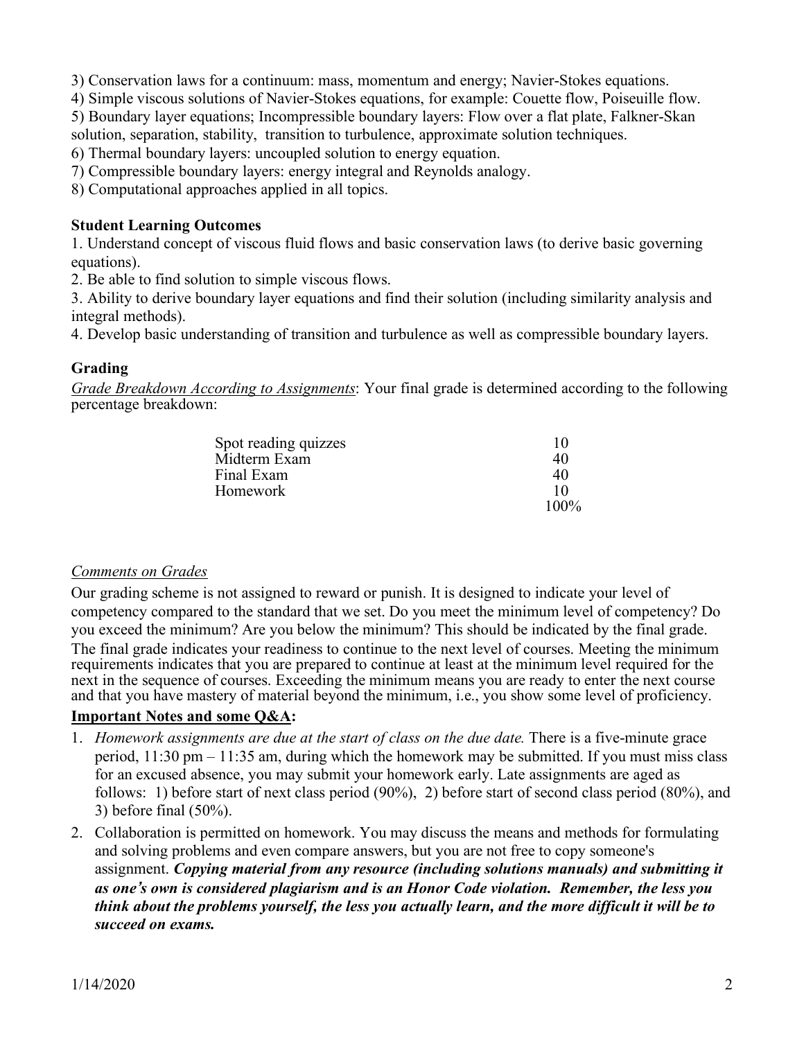3) Conservation laws for a continuum: mass, momentum and energy; Navier-Stokes equations.
4) Simple viscous solutions of Navier-Stokes equations, for example: Couette flow, Poiseuille flow.
5) Boundary layer equations; Incompressible boundary layers: Flow over a flat plate, Falkner-Skan solution, separation, stability, transition to turbulence, approximate solution techniques.
6) Thermal boundary layers: uncoupled solution to energy equation.
7) Compressible boundary layers: energy integral and Reynolds analogy.
8) Computational approaches applied in all topics.

### Student Learning Outcomes

1. Understand concept of viscous fluid flows and basic conservation laws (to derive basic governing equations).
2. Be able to find solution to simple viscous flows.
3. Ability to derive boundary layer equations and find their solution (including similarity analysis and integral methods).
4. Develop basic understanding of transition and turbulence as well as compressible boundary layers.

### Grading

<u>*Grade Breakdown According to Assignments*</u>: Your final grade is determined according to the following percentage breakdown:

| | |
|---|---|
| Spot reading quizzes | 10 |
| Midterm Exam | 40 |
| Final Exam | 40 |
| Homework | 10 |
| | 100% |

<u>*Comments on Grades*</u>

Our grading scheme is not assigned to reward or punish. It is designed to indicate your level of competency compared to the standard that we set. Do you meet the minimum level of competency? Do you exceed the minimum? Are you below the minimum? This should be indicated by the final grade. The final grade indicates your readiness to continue to the next level of courses. Meeting the minimum requirements indicates that you are prepared to continue at least at the minimum level required for the next in the sequence of courses. Exceeding the minimum means you are ready to enter the next course and that you have mastery of material beyond the minimum, i.e., you show some level of proficiency.

**<u>Important Notes and some Q&A</u>:**

1. *Homework assignments are due at the start of class on the due date.* There is a five-minute grace period, 11:30 pm – 11:35 am, during which the homework may be submitted. If you must miss class for an excused absence, you may submit your homework early. Late assignments are aged as follows: 1) before start of next class period (90%), 2) before start of second class period (80%), and 3) before final (50%).
2. Collaboration is permitted on homework. You may discuss the means and methods for formulating and solving problems and even compare answers, but you are not free to copy someone's assignment. ***Copying material from any resource (including solutions manuals) and submitting it as one's own is considered plagiarism and is an Honor Code violation. Remember, the less you think about the problems yourself, the less you actually learn, and the more difficult it will be to succeed on exams.***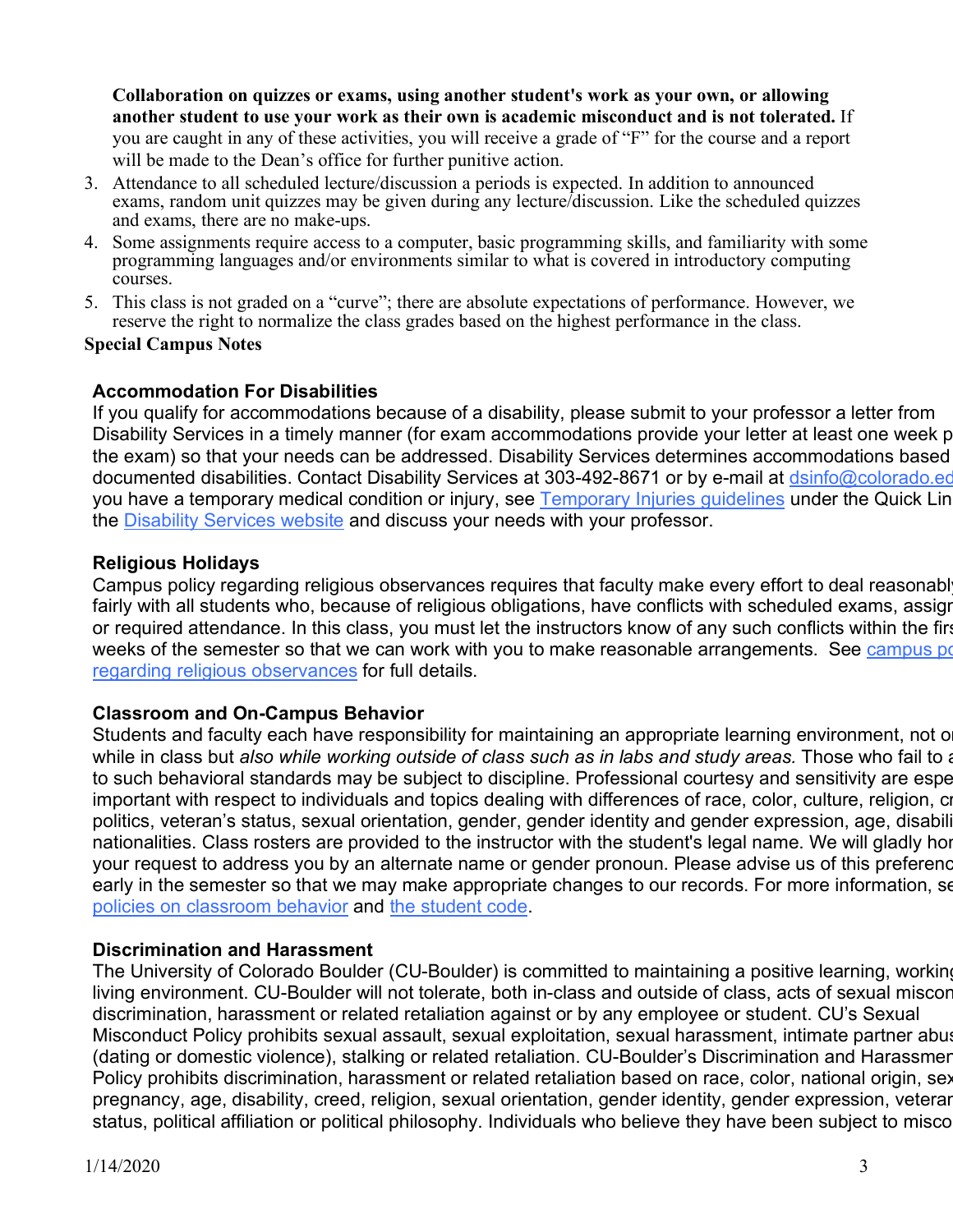**Collaboration on quizzes or exams, using another student's work as your own, or allowing another student to use your work as their own is academic misconduct and is not tolerated.** If you are caught in any of these activities, you will receive a grade of "F" for the course and a report will be made to the Dean's office for further punitive action.

3. Attendance to all scheduled lecture/discussion a periods is expected. In addition to announced exams, random unit quizzes may be given during any lecture/discussion. Like the scheduled quizzes and exams, there are no make-ups.
4. Some assignments require access to a computer, basic programming skills, and familiarity with some programming languages and/or environments similar to what is covered in introductory computing courses.
5. This class is not graded on a "curve"; there are absolute expectations of performance. However, we reserve the right to normalize the class grades based on the highest performance in the class.

**Special Campus Notes**

### Accommodation For Disabilities

If you qualify for accommodations because of a disability, please submit to your professor a letter from Disability Services in a timely manner (for exam accommodations provide your letter at least one week p the exam) so that your needs can be addressed. Disability Services determines accommodations based documented disabilities. Contact Disability Services at 303-492-8671 or by e-mail at dsinfo@colorado.ed you have a temporary medical condition or injury, see Temporary Injuries guidelines under the Quick Lin the Disability Services website and discuss your needs with your professor.

### Religious Holidays

Campus policy regarding religious observances requires that faculty make every effort to deal reasonabl fairly with all students who, because of religious obligations, have conflicts with scheduled exams, assigr or required attendance. In this class, you must let the instructors know of any such conflicts within the firs weeks of the semester so that we can work with you to make reasonable arrangements. See campus po regarding religious observances for full details.

### Classroom and On-Campus Behavior

Students and faculty each have responsibility for maintaining an appropriate learning environment, not o while in class but *also while working outside of class such as in labs and study areas.* Those who fail to a to such behavioral standards may be subject to discipline. Professional courtesy and sensitivity are espe important with respect to individuals and topics dealing with differences of race, color, culture, religion, cr politics, veteran's status, sexual orientation, gender, gender identity and gender expression, age, disabili nationalities. Class rosters are provided to the instructor with the student's legal name. We will gladly hor your request to address you by an alternate name or gender pronoun. Please advise us of this preferenc early in the semester so that we may make appropriate changes to our records. For more information, se policies on classroom behavior and the student code.

### Discrimination and Harassment

The University of Colorado Boulder (CU-Boulder) is committed to maintaining a positive learning, workin living environment. CU-Boulder will not tolerate, both in-class and outside of class, acts of sexual miscon discrimination, harassment or related retaliation against or by any employee or student. CU's Sexual Misconduct Policy prohibits sexual assault, sexual exploitation, sexual harassment, intimate partner abus (dating or domestic violence), stalking or related retaliation. CU-Boulder's Discrimination and Harassmer Policy prohibits discrimination, harassment or related retaliation based on race, color, national origin, sex pregnancy, age, disability, creed, religion, sexual orientation, gender identity, gender expression, veterar status, political affiliation or political philosophy. Individuals who believe they have been subject to misco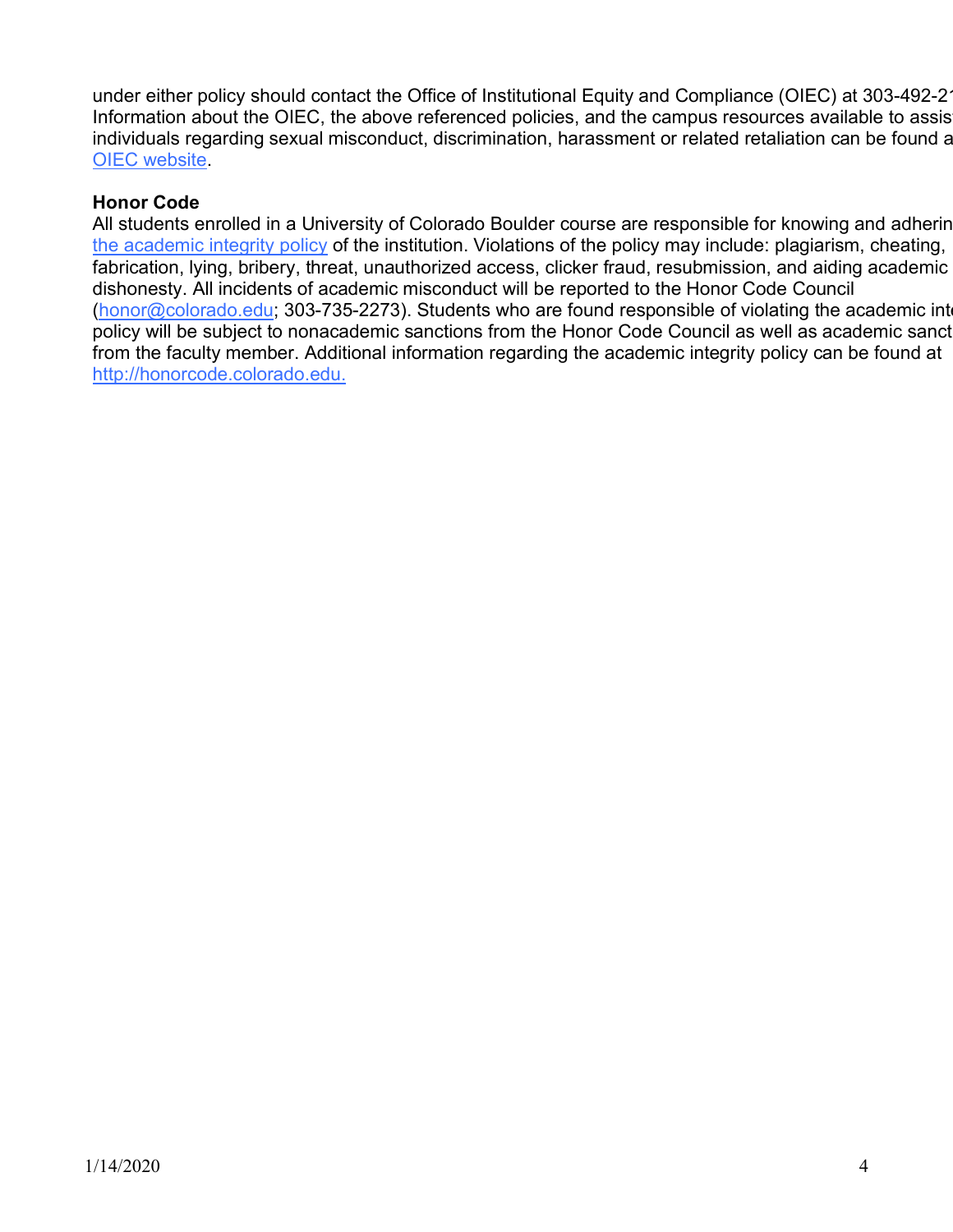under either policy should contact the Office of Institutional Equity and Compliance (OIEC) at 303-492-2
Information about the OIEC, the above referenced policies, and the campus resources available to assis
individuals regarding sexual misconduct, discrimination, harassment or related retaliation can be found a
OIEC website.

**Honor Code**

All students enrolled in a University of Colorado Boulder course are responsible for knowing and adherin
the academic integrity policy of the institution. Violations of the policy may include: plagiarism, cheating,
fabrication, lying, bribery, threat, unauthorized access, clicker fraud, resubmission, and aiding academic
dishonesty. All incidents of academic misconduct will be reported to the Honor Code Council
(honor@colorado.edu; 303-735-2273). Students who are found responsible of violating the academic int
policy will be subject to nonacademic sanctions from the Honor Code Council as well as academic sanct
from the faculty member. Additional information regarding the academic integrity policy can be found at
http://honorcode.colorado.edu.